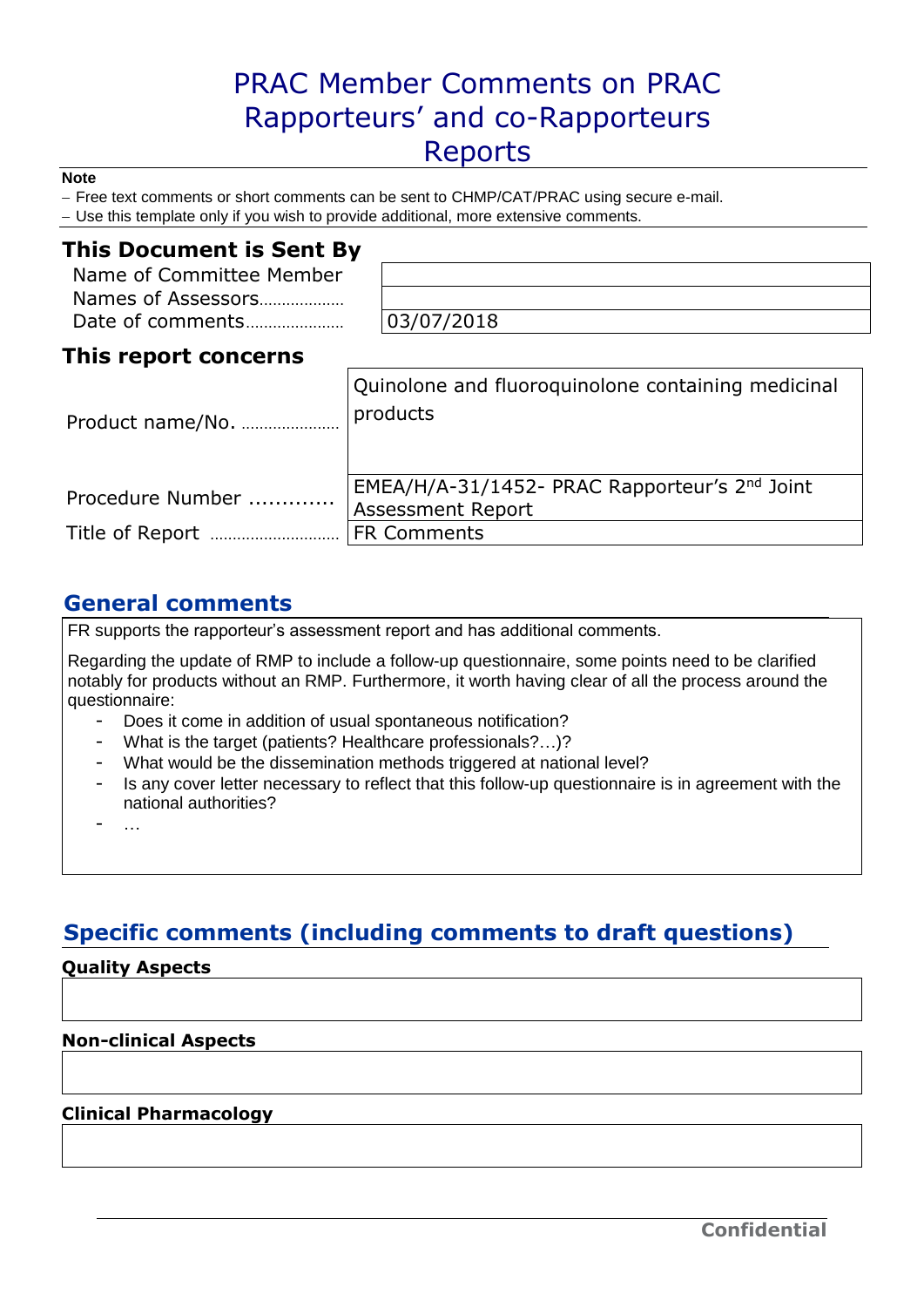# PRAC Member Comments on PRAC Rapporteurs' and co-Rapporteurs Reports

**Note**

- Free text comments or short comments can be sent to CHMP/CAT/PRAC using secure e-mail.
- Use this template only if you wish to provide additional, more extensive comments.

## This Document is Sent By

| | |
|---|---|
| Name of Committee Member | |
| Names of Assessors | |
| Date of comments | 03/07/2018 |

## This report concerns

| | |
|---|---|
| Product name/No. | Quinolone and fluoroquinolone containing medicinal products |
| Procedure Number | EMEA/H/A-31/1452- PRAC Rapporteur's 2nd Joint Assessment Report |
| Title of Report | FR Comments |

## General comments

FR supports the rapporteur's assessment report and has additional comments.

Regarding the update of RMP to include a follow-up questionnaire, some points need to be clarified notably for products without an RMP. Furthermore, it worth having clear of all the process around the questionnaire:

- Does it come in addition of usual spontaneous notification?
- What is the target (patients? Healthcare professionals?…)?
- What would be the dissemination methods triggered at national level?
- Is any cover letter necessary to reflect that this follow-up questionnaire is in agreement with the national authorities?
- …

## Specific comments (including comments to draft questions)

### Quality Aspects

### Non-clinical Aspects

### Clinical Pharmacology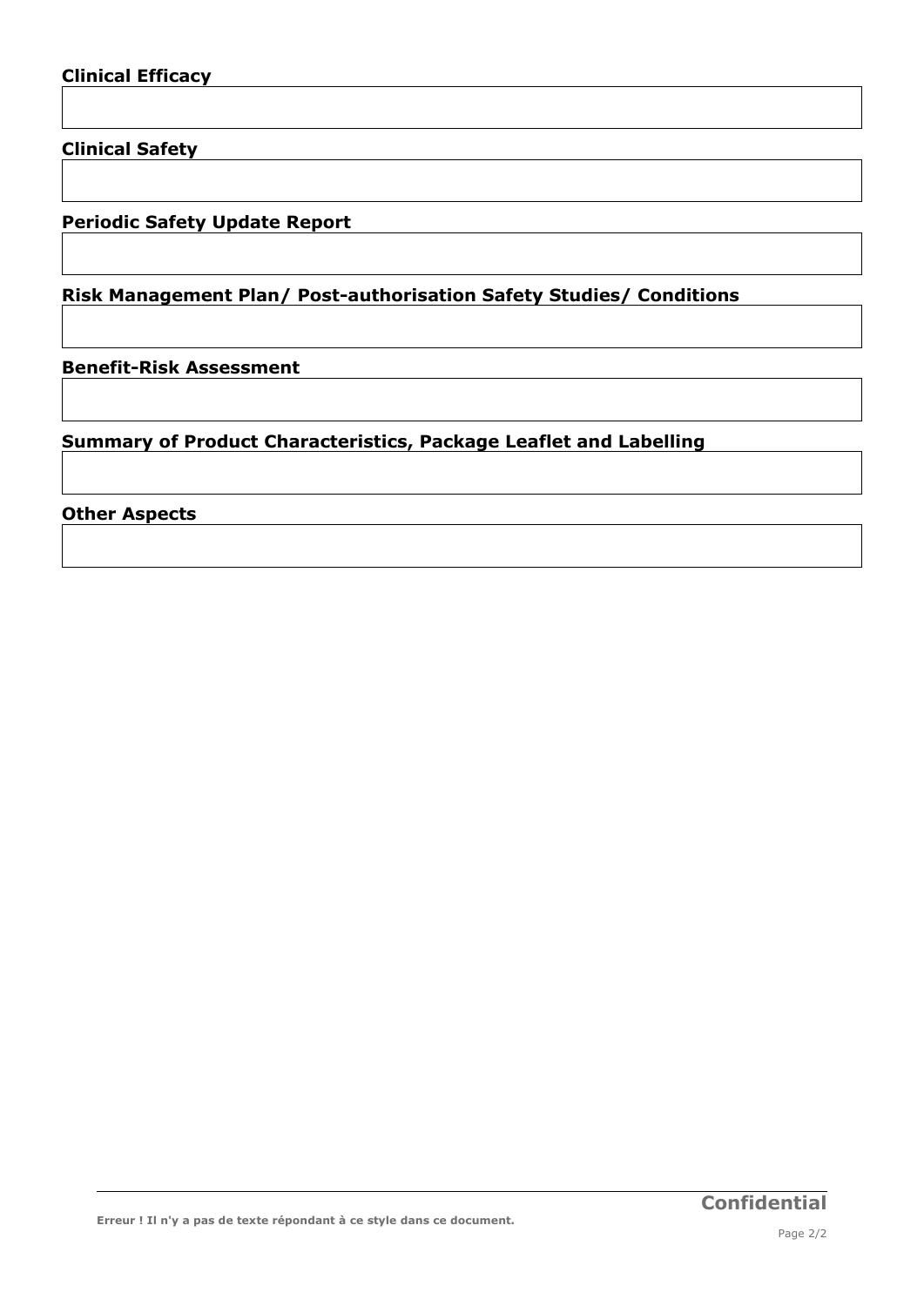**Clinical Efficacy**

**Clinical Safety**

**Periodic Safety Update Report**

**Risk Management Plan/ Post-authorisation Safety Studies/ Conditions**

**Benefit-Risk Assessment**

**Summary of Product Characteristics, Package Leaflet and Labelling**

**Other Aspects**